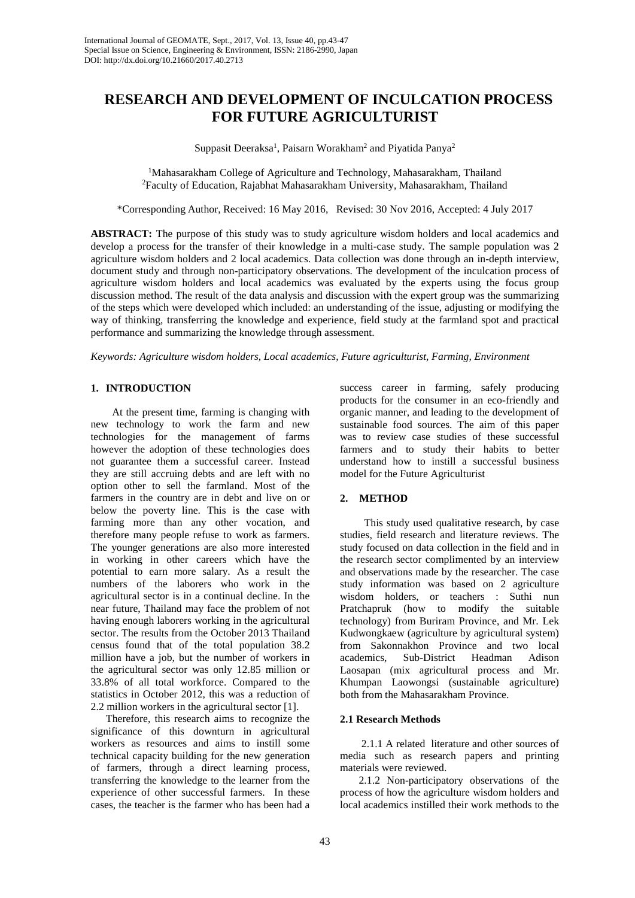# RESEARCH AND DEVELOPMENT OF INCULCATION PROCESS FOR FUTURE AGRICULTURIST

Suppasit Deeraksa[1], Paisarn Worakham[2] and Piyatida Panya[2]

[1]Mahasarakham College of Agriculture and Technology, Mahasarakham, Thailand
[2]Faculty of Education, Rajabhat Mahasarakham University, Mahasarakham, Thailand

*Corresponding Author, Received: 16 May 2016, Revised: 30 Nov 2016, Accepted: 4 July 2017

**ABSTRACT:** The purpose of this study was to study agriculture wisdom holders and local academics and develop a process for the transfer of their knowledge in a multi-case study. The sample population was 2 agriculture wisdom holders and 2 local academics. Data collection was done through an in-depth interview, document study and through non-participatory observations. The development of the inculcation process of agriculture wisdom holders and local academics was evaluated by the experts using the focus group discussion method. The result of the data analysis and discussion with the expert group was the summarizing of the steps which were developed which included: an understanding of the issue, adjusting or modifying the way of thinking, transferring the knowledge and experience, field study at the farmland spot and practical performance and summarizing the knowledge through assessment.

*Keywords: Agriculture wisdom holders, Local academics, Future agriculturist, Farming, Environment*

## 1. INTRODUCTION

At the present time, farming is changing with new technology to work the farm and new technologies for the management of farms however the adoption of these technologies does not guarantee them a successful career. Instead they are still accruing debts and are left with no option other to sell the farmland. Most of the farmers in the country are in debt and live on or below the poverty line. This is the case with farming more than any other vocation, and therefore many people refuse to work as farmers. The younger generations are also more interested in working in other careers which have the potential to earn more salary. As a result the numbers of the laborers who work in the agricultural sector is in a continual decline. In the near future, Thailand may face the problem of not having enough laborers working in the agricultural sector. The results from the October 2013 Thailand census found that of the total population 38.2 million have a job, but the number of workers in the agricultural sector was only 12.85 million or 33.8% of all total workforce. Compared to the statistics in October 2012, this was a reduction of 2.2 million workers in the agricultural sector [1].

Therefore, this research aims to recognize the significance of this downturn in agricultural workers as resources and aims to instill some technical capacity building for the new generation of farmers, through a direct learning process, transferring the knowledge to the learner from the experience of other successful farmers. In these cases, the teacher is the farmer who has been had a success career in farming, safely producing products for the consumer in an eco-friendly and organic manner, and leading to the development of sustainable food sources. The aim of this paper was to review case studies of these successful farmers and to study their habits to better understand how to instill a successful business model for the Future Agriculturist

## 2. METHOD

This study used qualitative research, by case studies, field research and literature reviews. The study focused on data collection in the field and in the research sector complimented by an interview and observations made by the researcher. The case study information was based on 2 agriculture wisdom holders, or teachers : Suthi nun Pratchapruk (how to modify the suitable technology) from Buriram Province, and Mr. Lek Kudwongkaew (agriculture by agricultural system) from Sakonnakhon Province and two local academics, Sub-District Headman Adison Laosapan (mix agricultural process and Mr. Khumpan Laowongsi (sustainable agriculture) both from the Mahasarakham Province.

### 2.1 Research Methods

2.1.1 A related literature and other sources of media such as research papers and printing materials were reviewed.

2.1.2 Non-participatory observations of the process of how the agriculture wisdom holders and local academics instilled their work methods to the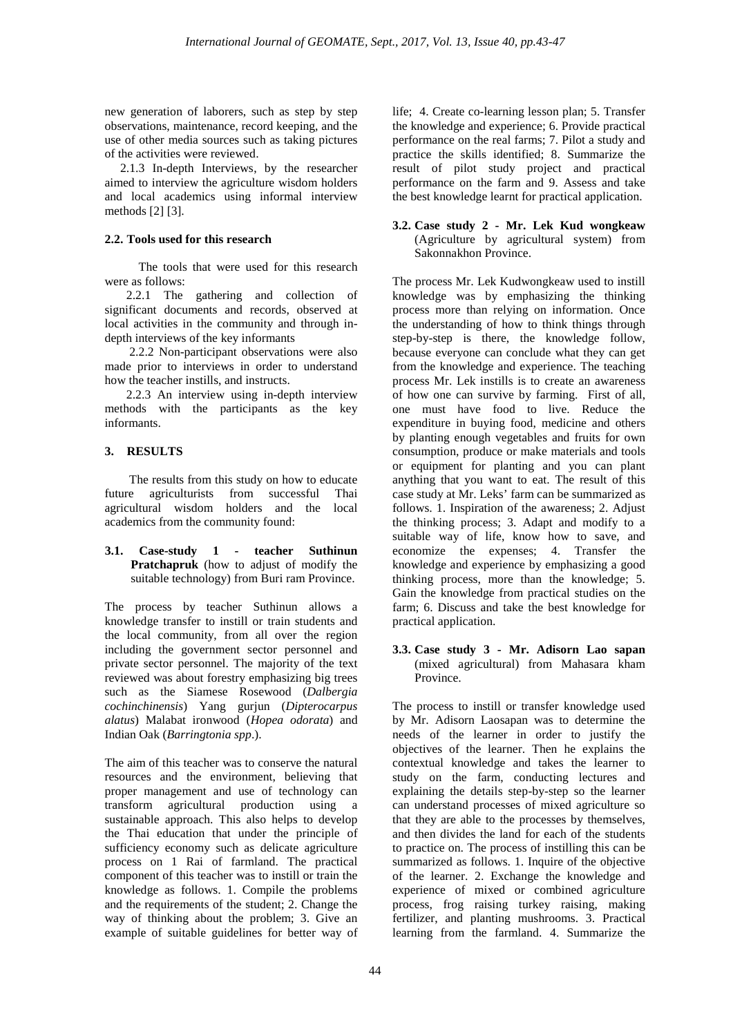new generation of laborers, such as step by step observations, maintenance, record keeping, and the use of other media sources such as taking pictures of the activities were reviewed.

2.1.3 In-depth Interviews, by the researcher aimed to interview the agriculture wisdom holders and local academics using informal interview methods [2] [3].

### 2.2. Tools used for this research

The tools that were used for this research were as follows:

2.2.1 The gathering and collection of significant documents and records, observed at local activities in the community and through in-depth interviews of the key informants

2.2.2 Non-participant observations were also made prior to interviews in order to understand how the teacher instills, and instructs.

2.2.3 An interview using in-depth interview methods with the participants as the key informants.

## 3. RESULTS

The results from this study on how to educate future agriculturists from successful Thai agricultural wisdom holders and the local academics from the community found:

### 3.1. Case-study 1 - teacher Suthinun Pratchapruk (how to adjust of modify the suitable technology) from Buri ram Province.

The process by teacher Suthinun allows a knowledge transfer to instill or train students and the local community, from all over the region including the government sector personnel and private sector personnel. The majority of the text reviewed was about forestry emphasizing big trees such as the Siamese Rosewood (*Dalbergia cochinchinensis*) Yang gurjun (*Dipterocarpus alatus*) Malabat ironwood (*Hopea odorata*) and Indian Oak (*Barringtonia spp*.).

The aim of this teacher was to conserve the natural resources and the environment, believing that proper management and use of technology can transform agricultural production using a sustainable approach. This also helps to develop the Thai education that under the principle of sufficiency economy such as delicate agriculture process on 1 Rai of farmland. The practical component of this teacher was to instill or train the knowledge as follows. 1. Compile the problems and the requirements of the student; 2. Change the way of thinking about the problem; 3. Give an example of suitable guidelines for better way of life; 4. Create co-learning lesson plan; 5. Transfer the knowledge and experience; 6. Provide practical performance on the real farms; 7. Pilot a study and practice the skills identified; 8. Summarize the result of pilot study project and practical performance on the farm and 9. Assess and take the best knowledge learnt for practical application.

### 3.2. Case study 2 - Mr. Lek Kud wongkeaw (Agriculture by agricultural system) from Sakonnakhon Province.

The process Mr. Lek Kudwongkeaw used to instill knowledge was by emphasizing the thinking process more than relying on information. Once the understanding of how to think things through step-by-step is there, the knowledge follow, because everyone can conclude what they can get from the knowledge and experience. The teaching process Mr. Lek instills is to create an awareness of how one can survive by farming. First of all, one must have food to live. Reduce the expenditure in buying food, medicine and others by planting enough vegetables and fruits for own consumption, produce or make materials and tools or equipment for planting and you can plant anything that you want to eat. The result of this case study at Mr. Leks' farm can be summarized as follows. 1. Inspiration of the awareness; 2. Adjust the thinking process; 3. Adapt and modify to a suitable way of life, know how to save, and economize the expenses; 4. Transfer the knowledge and experience by emphasizing a good thinking process, more than the knowledge; 5. Gain the knowledge from practical studies on the farm; 6. Discuss and take the best knowledge for practical application.

### 3.3. Case study 3 - Mr. Adisorn Lao sapan (mixed agricultural) from Mahasara kham Province.

The process to instill or transfer knowledge used by Mr. Adisorn Laosapan was to determine the needs of the learner in order to justify the objectives of the learner. Then he explains the contextual knowledge and takes the learner to study on the farm, conducting lectures and explaining the details step-by-step so the learner can understand processes of mixed agriculture so that they are able to the processes by themselves, and then divides the land for each of the students to practice on. The process of instilling this can be summarized as follows. 1. Inquire of the objective of the learner. 2. Exchange the knowledge and experience of mixed or combined agriculture process, frog raising turkey raising, making fertilizer, and planting mushrooms. 3. Practical learning from the farmland. 4. Summarize the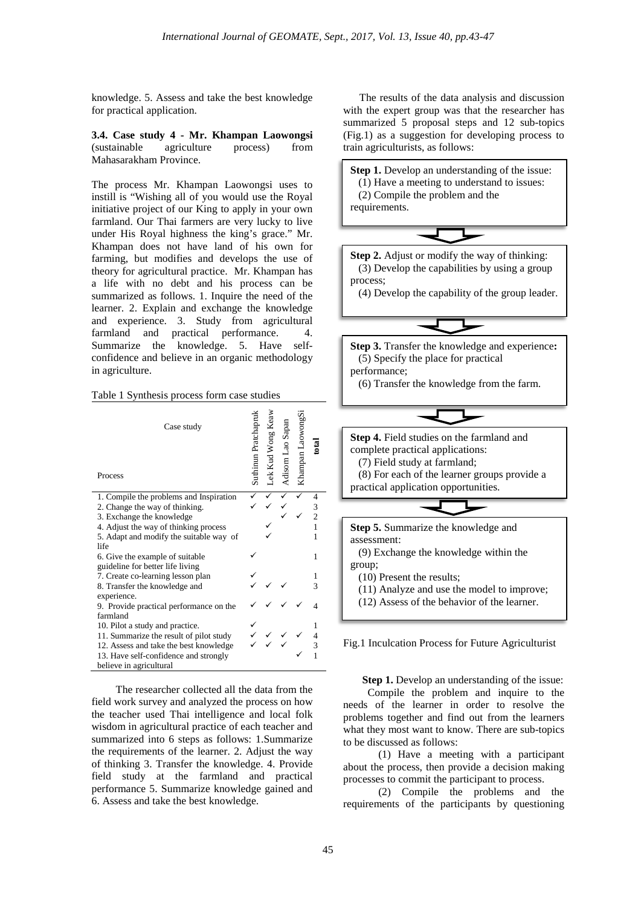knowledge. 5. Assess and take the best knowledge for practical application.

### 3.4. Case study 4 - Mr. Khampan Laowongsi (sustainable agriculture process) from Mahasarakham Province.

The process Mr. Khampan Laowongsi uses to instill is "Wishing all of you would use the Royal initiative project of our King to apply in your own farmland. Our Thai farmers are very lucky to live under His Royal highness the king's grace." Mr. Khampan does not have land of his own for farming, but modifies and develops the use of theory for agricultural practice. Mr. Khampan has a life with no debt and his process can be summarized as follows. 1. Inquire the need of the learner. 2. Explain and exchange the knowledge and experience. 3. Study from agricultural farmland and practical performance. 4. Summarize the knowledge. 5. Have self-confidence and believe in an organic methodology in agriculture.

Table 1 Synthesis process form case studies

| Process \ Case study | Suthinun Pratchapruk | Lek Kud Wong Keaw | Adisorn Lao Sapan | Khampan LaowongSi | total |
|---|---|---|---|---|---|
| 1. Compile the problems and Inspiration | ✓ | ✓ | ✓ | ✓ | 4 |
| 2. Change the way of thinking. | ✓ | ✓ | ✓ | | 3 |
| 3. Exchange the knowledge | | | ✓ | ✓ | 2 |
| 4. Adjust the way of thinking process | | ✓ | | | 1 |
| 5. Adapt and modify the suitable way of life | | ✓ | | | 1 |
| 6. Give the example of suitable guideline for better life living | ✓ | | | | 1 |
| 7. Create co-learning lesson plan | ✓ | | | | 1 |
| 8. Transfer the knowledge and experience. | ✓ | ✓ | ✓ | | 3 |
| 9. Provide practical performance on the farmland | ✓ | ✓ | ✓ | ✓ | 4 |
| 10. Pilot a study and practice. | ✓ | | | | 1 |
| 11. Summarize the result of pilot study | ✓ | ✓ | ✓ | ✓ | 4 |
| 12. Assess and take the best knowledge | ✓ | ✓ | ✓ | | 3 |
| 13. Have self-confidence and strongly believe in agricultural | | | | ✓ | 1 |

The researcher collected all the data from the field work survey and analyzed the process on how the teacher used Thai intelligence and local folk wisdom in agricultural practice of each teacher and summarized into 6 steps as follows: 1.Summarize the requirements of the learner. 2. Adjust the way of thinking 3. Transfer the knowledge. 4. Provide field study at the farmland and practical performance 5. Summarize knowledge gained and 6. Assess and take the best knowledge.

The results of the data analysis and discussion with the expert group was that the researcher has summarized 5 proposal steps and 12 sub-topics (Fig.1) as a suggestion for developing process to train agriculturists, as follows:

**Step 1.** Develop an understanding of the issue:
(1) Have a meeting to understand to issues:
(2) Compile the problem and the requirements.

**Step 2.** Adjust or modify the way of thinking:
(3) Develop the capabilities by using a group process;
(4) Develop the capability of the group leader.

**Step 3.** Transfer the knowledge and experience**:**
(5) Specify the place for practical performance;
(6) Transfer the knowledge from the farm.

**Step 4.** Field studies on the farmland and complete practical applications:
(7) Field study at farmland;
(8) For each of the learner groups provide a practical application opportunities.

**Step 5.** Summarize the knowledge and assessment:
(9) Exchange the knowledge within the group;
(10) Present the results;
(11) Analyze and use the model to improve;
(12) Assess of the behavior of the learner.

Fig.1 Inculcation Process for Future Agriculturist

**Step 1.** Develop an understanding of the issue:
Compile the problem and inquire to the needs of the learner in order to resolve the problems together and find out from the learners what they most want to know. There are sub-topics to be discussed as follows:

(1) Have a meeting with a participant about the process, then provide a decision making processes to commit the participant to process.

(2) Compile the problems and the requirements of the participants by questioning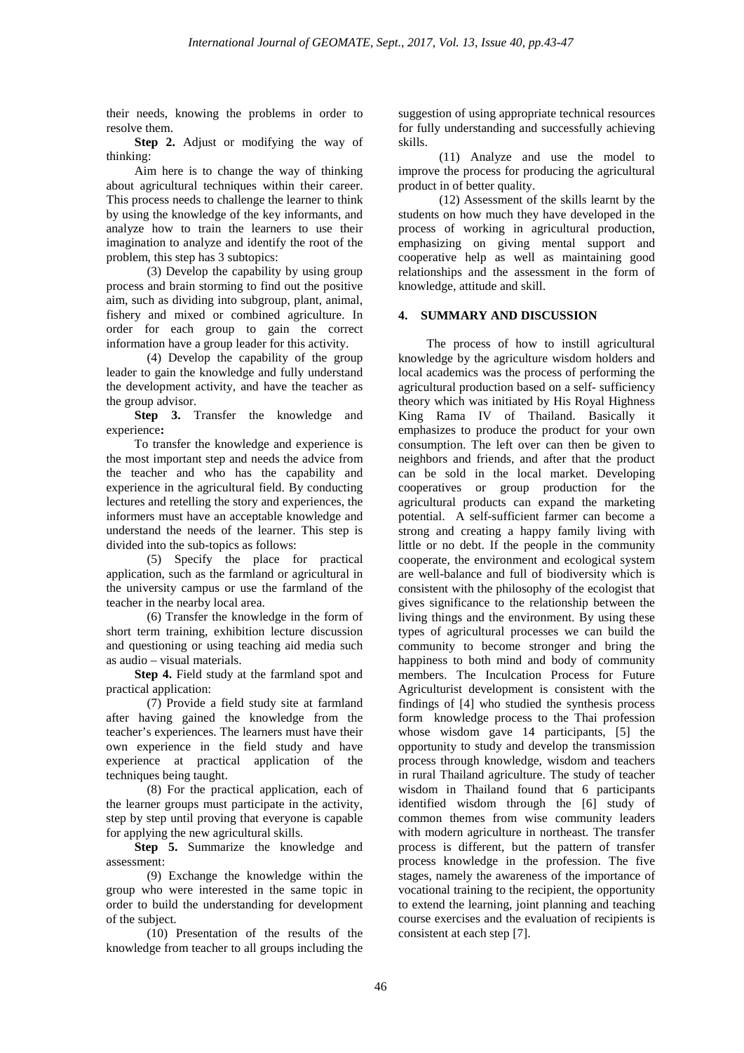their needs, knowing the problems in order to resolve them.

**Step 2.** Adjust or modifying the way of thinking:

Aim here is to change the way of thinking about agricultural techniques within their career. This process needs to challenge the learner to think by using the knowledge of the key informants, and analyze how to train the learners to use their imagination to analyze and identify the root of the problem, this step has 3 subtopics:

(3) Develop the capability by using group process and brain storming to find out the positive aim, such as dividing into subgroup, plant, animal, fishery and mixed or combined agriculture. In order for each group to gain the correct information have a group leader for this activity.

(4) Develop the capability of the group leader to gain the knowledge and fully understand the development activity, and have the teacher as the group advisor.

**Step 3.** Transfer the knowledge and experience**:**

To transfer the knowledge and experience is the most important step and needs the advice from the teacher and who has the capability and experience in the agricultural field. By conducting lectures and retelling the story and experiences, the informers must have an acceptable knowledge and understand the needs of the learner. This step is divided into the sub-topics as follows:

(5) Specify the place for practical application, such as the farmland or agricultural in the university campus or use the farmland of the teacher in the nearby local area.

(6) Transfer the knowledge in the form of short term training, exhibition lecture discussion and questioning or using teaching aid media such as audio – visual materials.

**Step 4.** Field study at the farmland spot and practical application:

(7) Provide a field study site at farmland after having gained the knowledge from the teacher's experiences. The learners must have their own experience in the field study and have experience at practical application of the techniques being taught.

(8) For the practical application, each of the learner groups must participate in the activity, step by step until proving that everyone is capable for applying the new agricultural skills.

**Step 5.** Summarize the knowledge and assessment:

(9) Exchange the knowledge within the group who were interested in the same topic in order to build the understanding for development of the subject.

(10) Presentation of the results of the knowledge from teacher to all groups including the suggestion of using appropriate technical resources for fully understanding and successfully achieving skills.

(11) Analyze and use the model to improve the process for producing the agricultural product in of better quality.

(12) Assessment of the skills learnt by the students on how much they have developed in the process of working in agricultural production, emphasizing on giving mental support and cooperative help as well as maintaining good relationships and the assessment in the form of knowledge, attitude and skill.

## 4. SUMMARY AND DISCUSSION

The process of how to instill agricultural knowledge by the agriculture wisdom holders and local academics was the process of performing the agricultural production based on a self- sufficiency theory which was initiated by His Royal Highness King Rama IV of Thailand. Basically it emphasizes to produce the product for your own consumption. The left over can then be given to neighbors and friends, and after that the product can be sold in the local market. Developing cooperatives or group production for the agricultural products can expand the marketing potential. A self-sufficient farmer can become a strong and creating a happy family living with little or no debt. If the people in the community cooperate, the environment and ecological system are well-balance and full of biodiversity which is consistent with the philosophy of the ecologist that gives significance to the relationship between the living things and the environment. By using these types of agricultural processes we can build the community to become stronger and bring the happiness to both mind and body of community members. The Inculcation Process for Future Agriculturist development is consistent with the findings of [4] who studied the synthesis process form knowledge process to the Thai profession whose wisdom gave 14 participants, [5] the opportunity to study and develop the transmission process through knowledge, wisdom and teachers in rural Thailand agriculture. The study of teacher wisdom in Thailand found that 6 participants identified wisdom through the [6] study of common themes from wise community leaders with modern agriculture in northeast. The transfer process is different, but the pattern of transfer process knowledge in the profession. The five stages, namely the awareness of the importance of vocational training to the recipient, the opportunity to extend the learning, joint planning and teaching course exercises and the evaluation of recipients is consistent at each step [7].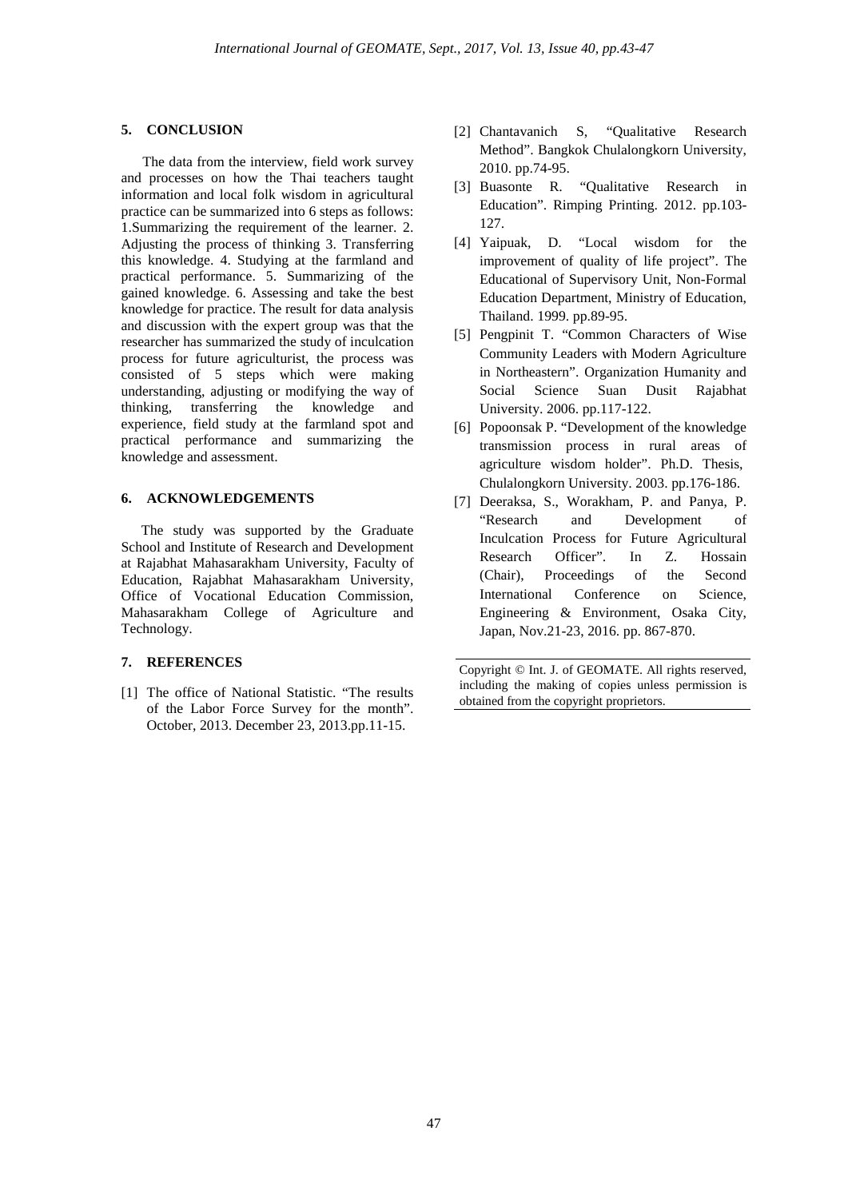## 5. CONCLUSION

The data from the interview, field work survey and processes on how the Thai teachers taught information and local folk wisdom in agricultural practice can be summarized into 6 steps as follows: 1.Summarizing the requirement of the learner. 2. Adjusting the process of thinking 3. Transferring this knowledge. 4. Studying at the farmland and practical performance. 5. Summarizing of the gained knowledge. 6. Assessing and take the best knowledge for practice. The result for data analysis and discussion with the expert group was that the researcher has summarized the study of inculcation process for future agriculturist, the process was consisted of 5 steps which were making understanding, adjusting or modifying the way of thinking, transferring the knowledge and experience, field study at the farmland spot and practical performance and summarizing the knowledge and assessment.

## 6. ACKNOWLEDGEMENTS

The study was supported by the Graduate School and Institute of Research and Development at Rajabhat Mahasarakham University, Faculty of Education, Rajabhat Mahasarakham University, Office of Vocational Education Commission, Mahasarakham College of Agriculture and Technology.

## 7. REFERENCES

[1] The office of National Statistic. "The results of the Labor Force Survey for the month". October, 2013. December 23, 2013.pp.11-15.

[2] Chantavanich S, "Qualitative Research Method". Bangkok Chulalongkorn University, 2010. pp.74-95.

[3] Buasonte R. "Qualitative Research in Education". Rimping Printing. 2012. pp.103-127.

[4] Yaipuak, D. "Local wisdom for the improvement of quality of life project". The Educational of Supervisory Unit, Non-Formal Education Department, Ministry of Education, Thailand. 1999. pp.89-95.

[5] Pengpinit T. "Common Characters of Wise Community Leaders with Modern Agriculture in Northeastern". Organization Humanity and Social Science Suan Dusit Rajabhat University. 2006. pp.117-122.

[6] Popoonsak P. "Development of the knowledge transmission process in rural areas of agriculture wisdom holder". Ph.D. Thesis, Chulalongkorn University. 2003. pp.176-186.

[7] Deeraksa, S., Worakham, P. and Panya, P. "Research and Development of Inculcation Process for Future Agricultural Research Officer". In Z. Hossain (Chair), Proceedings of the Second International Conference on Science, Engineering & Environment, Osaka City, Japan, Nov.21-23, 2016. pp. 867-870.

Copyright © Int. J. of GEOMATE. All rights reserved, including the making of copies unless permission is obtained from the copyright proprietors.